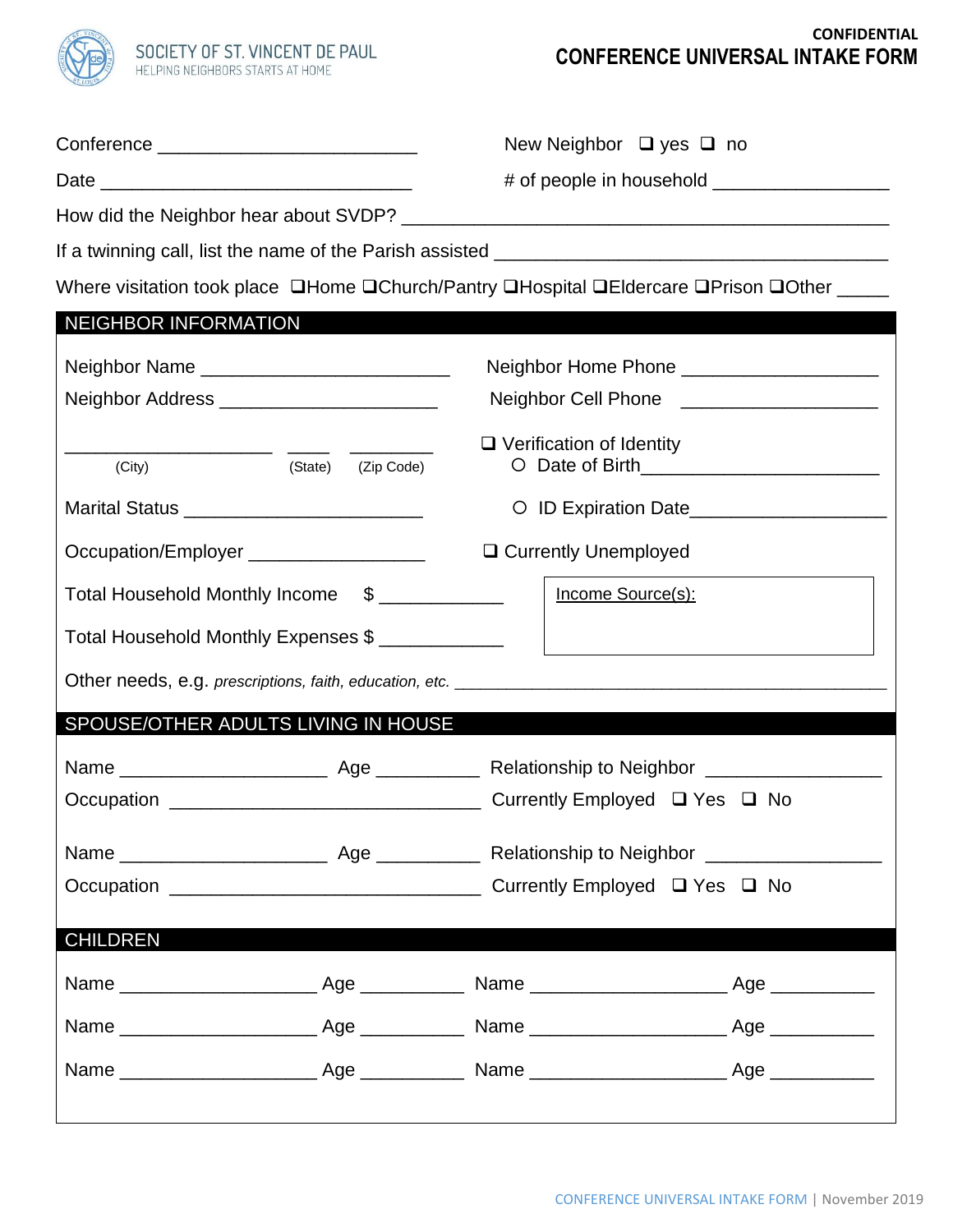SOCIETY OF ST. VINCENT DE PAUL
HELPING NEIGHBORS STARTS AT HOME

**CONFIDENTIAL**

# CONFERENCE UNIVERSAL INTAKE FORM

Conference ________________________ New Neighbor ❑ yes ❑ no

Date _____________________________ # of people in household ________________

How did the Neighbor hear about SVDP? ______________________________________________

If a twinning call, list the name of the Parish assisted ____________________________________

Where visitation took place ❑Home ❑Church/Pantry ❑Hospital ❑Eldercare ❑Prison ❑Other _____

## NEIGHBOR INFORMATION

Neighbor Name _______________________ Neighbor Home Phone __________________

Neighbor Address _____________________ Neighbor Cell Phone __________________

___________________ ____ ________
(City) (State) (Zip Code)

❑ Verification of Identity
- ○ Date of Birth______________________
- ○ ID Expiration Date__________________

Marital Status ______________________

Occupation/Employer ________________ ❑ Currently Unemployed

Total Household Monthly Income $ ___________

Total Household Monthly Expenses $ ___________

Income Source(s):

Other needs, e.g. *prescriptions, faith, education, etc.* _____________________________________________

## SPOUSE/OTHER ADULTS LIVING IN HOUSE

Name ___________________ Age _________ Relationship to Neighbor ________________

Occupation _____________________________ Currently Employed ❑ Yes ❑ No

Name ___________________ Age _________ Relationship to Neighbor ________________

Occupation _____________________________ Currently Employed ❑ Yes ❑ No

## CHILDREN

Name __________________ Age _________ Name __________________ Age _________

Name __________________ Age _________ Name __________________ Age _________

Name __________________ Age _________ Name __________________ Age _________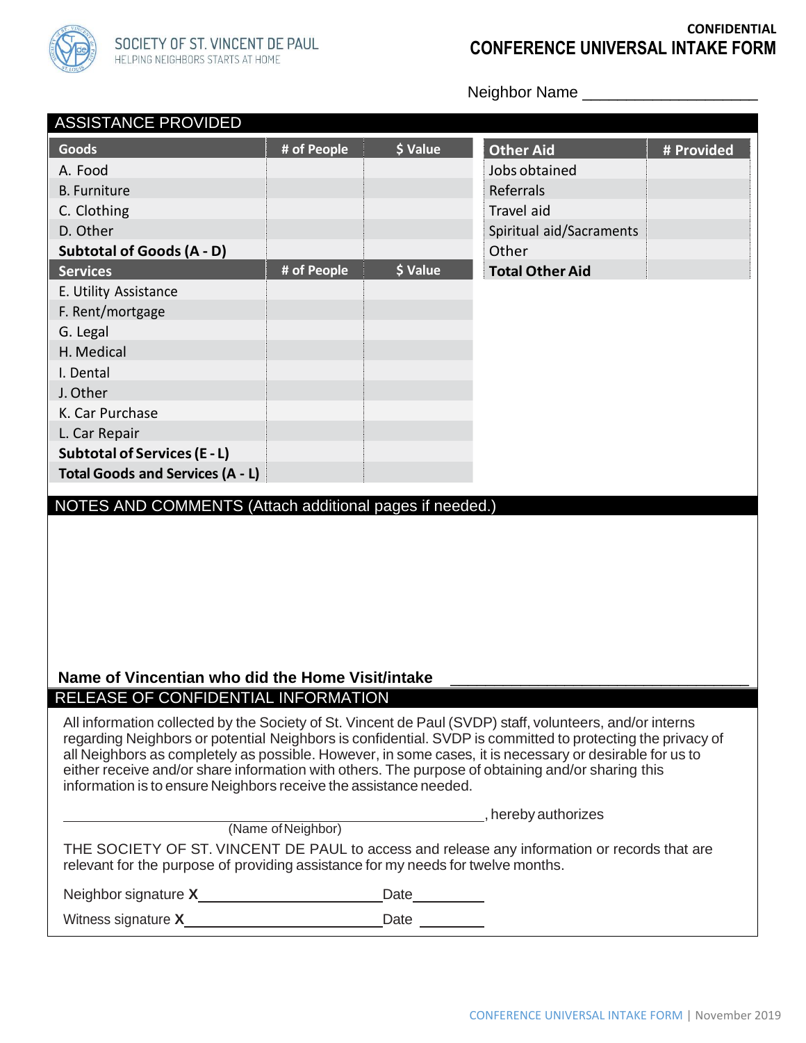SOCIETY OF ST. VINCENT DE PAUL
HELPING NEIGHBORS STARTS AT HOME

**CONFIDENTIAL**
**CONFERENCE UNIVERSAL INTAKE FORM**

Neighbor Name ____________________

## ASSISTANCE PROVIDED

| Goods | # of People | $ Value |
|---|---|---|
| A. Food | | |
| B. Furniture | | |
| C. Clothing | | |
| D. Other | | |
| **Subtotal of Goods (A - D)** | | |
| **Services** | **# of People** | **$ Value** |
| E. Utility Assistance | | |
| F. Rent/mortgage | | |
| G. Legal | | |
| H. Medical | | |
| I. Dental | | |
| J. Other | | |
| K. Car Purchase | | |
| L. Car Repair | | |
| **Subtotal of Services (E - L)** | | |
| **Total Goods and Services (A - L)** | | |

| Other Aid | # Provided |
|---|---|
| Jobs obtained | |
| Referrals | |
| Travel aid | |
| Spiritual aid/Sacraments | |
| Other | |
| **Total Other Aid** | |

## NOTES AND COMMENTS (Attach additional pages if needed.)

**Name of Vincentian who did the Home Visit/intake** ________________________________

## RELEASE OF CONFIDENTIAL INFORMATION

All information collected by the Society of St. Vincent de Paul (SVDP) staff, volunteers, and/or interns regarding Neighbors or potential Neighbors is confidential. SVDP is committed to protecting the privacy of all Neighbors as completely as possible. However, in some cases, it is necessary or desirable for us to either receive and/or share information with others. The purpose of obtaining and/or sharing this information is to ensure Neighbors receive the assistance needed.

________________________________________, hereby authorizes
(Name of Neighbor)

THE SOCIETY OF ST. VINCENT DE PAUL to access and release any information or records that are relevant for the purpose of providing assistance for my needs for twelve months.

Neighbor signature **X**________________________ Date__________

Witness signature **X**________________________ Date __________

CONFERENCE UNIVERSAL INTAKE FORM | November 2019